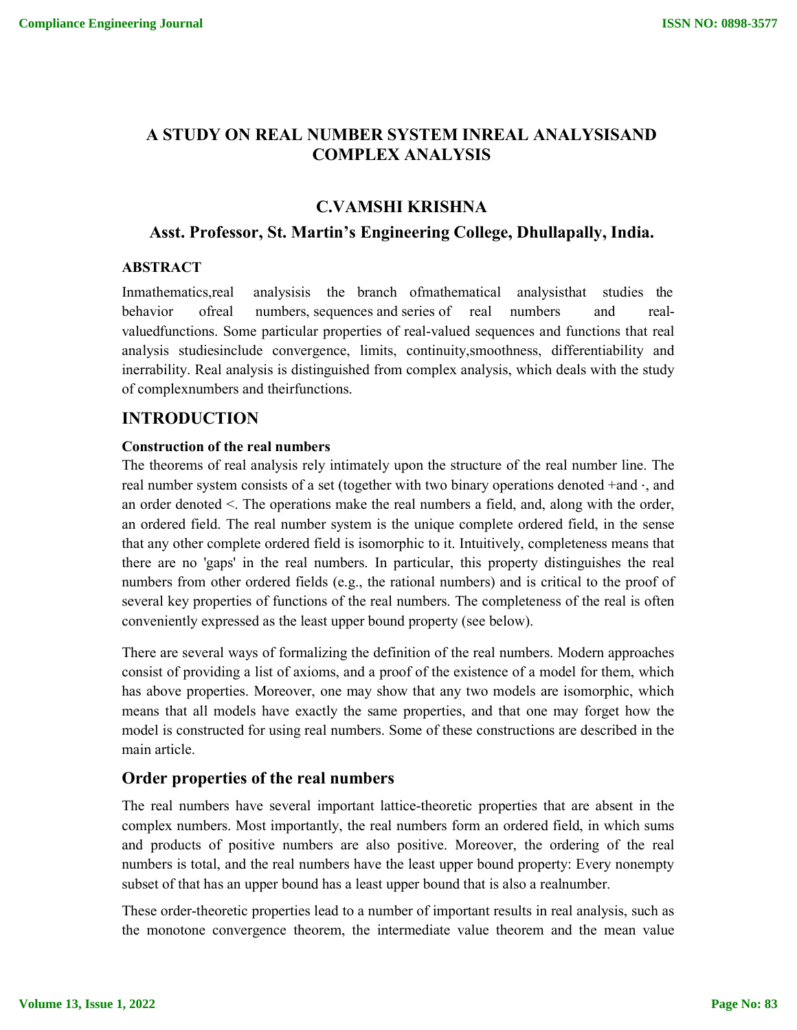# A STUDY ON REAL NUMBER SYSTEM INREAL ANALYSISAND COMPLEX ANALYSIS

## C.VAMSHI KRISHNA

### Asst. Professor, St. Martin's Engineering College, Dhullapally, India.

**ABSTRACT**

Inmathematics,real analysisis the branch ofmathematical analysisthat studies the behavior ofreal numbers, sequences and series of real numbers and real-valuedfunctions. Some particular properties of real-valued sequences and functions that real analysis studiesinclude convergence, limits, continuity,smoothness, differentiability and inerrability. Real analysis is distinguished from complex analysis, which deals with the study of complexnumbers and theirfunctions.

## INTRODUCTION

**Construction of the real numbers**

The theorems of real analysis rely intimately upon the structure of the real number line. The real number system consists of a set (together with two binary operations denoted +and ·, and an order denoted <. The operations make the real numbers a field, and, along with the order, an ordered field. The real number system is the unique complete ordered field, in the sense that any other complete ordered field is isomorphic to it. Intuitively, completeness means that there are no 'gaps' in the real numbers. In particular, this property distinguishes the real numbers from other ordered fields (e.g., the rational numbers) and is critical to the proof of several key properties of functions of the real numbers. The completeness of the real is often conveniently expressed as the least upper bound property (see below).

There are several ways of formalizing the definition of the real numbers. Modern approaches consist of providing a list of axioms, and a proof of the existence of a model for them, which has above properties. Moreover, one may show that any two models are isomorphic, which means that all models have exactly the same properties, and that one may forget how the model is constructed for using real numbers. Some of these constructions are described in the main article.

## Order properties of the real numbers

The real numbers have several important lattice-theoretic properties that are absent in the complex numbers. Most importantly, the real numbers form an ordered field, in which sums and products of positive numbers are also positive. Moreover, the ordering of the real numbers is total, and the real numbers have the least upper bound property: Every nonempty subset of that has an upper bound has a least upper bound that is also a realnumber.

These order-theoretic properties lead to a number of important results in real analysis, such as the monotone convergence theorem, the intermediate value theorem and the mean value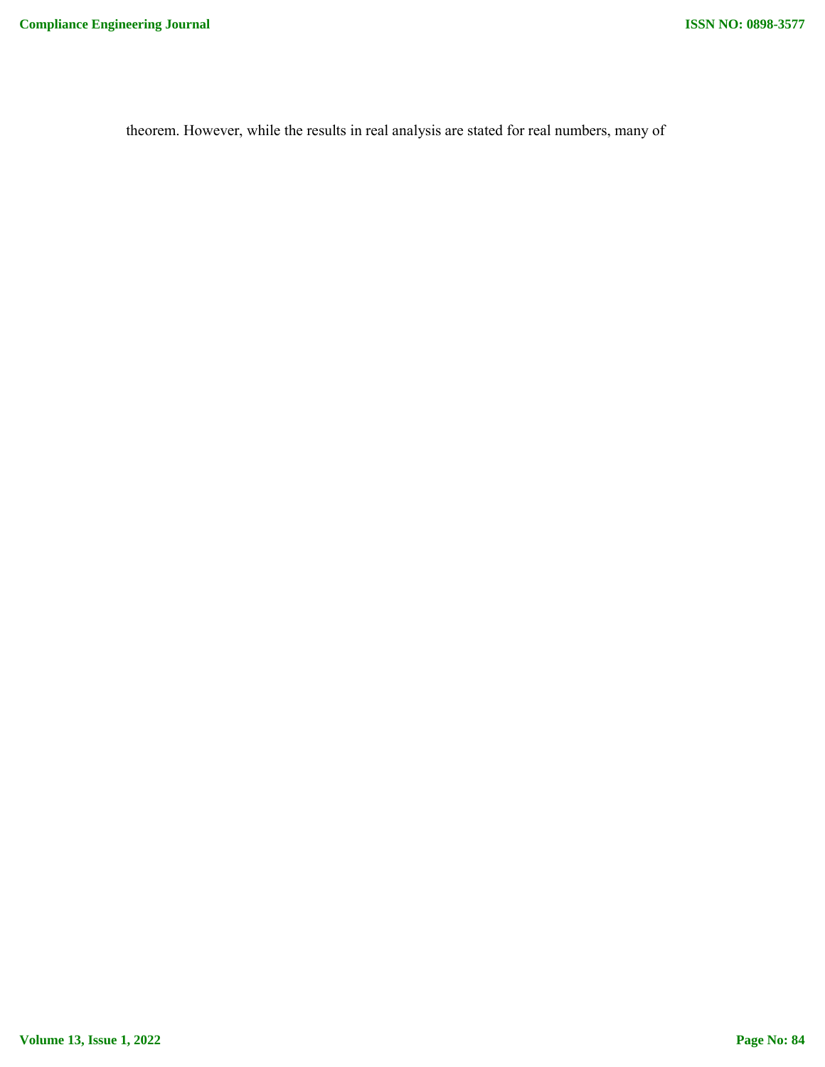theorem. However, while the results in real analysis are stated for real numbers, many of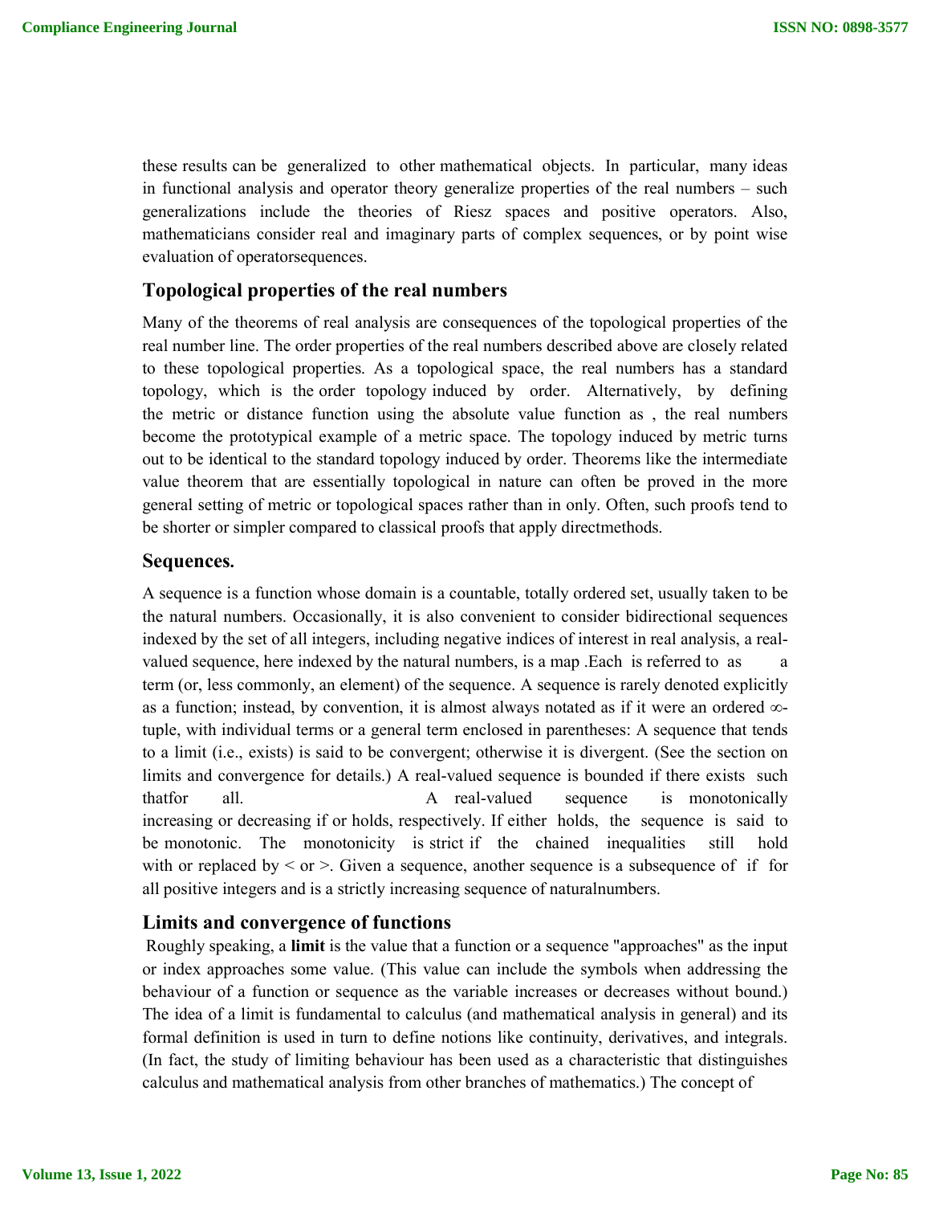these results can be generalized to other mathematical objects. In particular, many ideas in functional analysis and operator theory generalize properties of the real numbers – such generalizations include the theories of Riesz spaces and positive operators. Also, mathematicians consider real and imaginary parts of complex sequences, or by point wise evaluation of operatorsequences.

### Topological properties of the real numbers

Many of the theorems of real analysis are consequences of the topological properties of the real number line. The order properties of the real numbers described above are closely related to these topological properties. As a topological space, the real numbers has a standard topology, which is the order topology induced by order. Alternatively, by defining the metric or distance function using the absolute value function as , the real numbers become the prototypical example of a metric space. The topology induced by metric turns out to be identical to the standard topology induced by order. Theorems like the intermediate value theorem that are essentially topological in nature can often be proved in the more general setting of metric or topological spaces rather than in only. Often, such proofs tend to be shorter or simpler compared to classical proofs that apply directmethods.

### Sequences.

A sequence is a function whose domain is a countable, totally ordered set, usually taken to be the natural numbers. Occasionally, it is also convenient to consider bidirectional sequences indexed by the set of all integers, including negative indices of interest in real analysis, a real-valued sequence, here indexed by the natural numbers, is a map .Each is referred to as a term (or, less commonly, an element) of the sequence. A sequence is rarely denoted explicitly as a function; instead, by convention, it is almost always notated as if it were an ordered ∞-tuple, with individual terms or a general term enclosed in parentheses: A sequence that tends to a limit (i.e., exists) is said to be convergent; otherwise it is divergent. (See the section on limits and convergence for details.) A real-valued sequence is bounded if there exists such thatfor all. A real-valued sequence is monotonically increasing or decreasing if or holds, respectively. If either holds, the sequence is said to be monotonic. The monotonicity is strict if the chained inequalities still hold with or replaced by < or >. Given a sequence, another sequence is a subsequence of if for all positive integers and is a strictly increasing sequence of naturalnumbers.

### Limits and convergence of functions

Roughly speaking, a **limit** is the value that a function or a sequence "approaches" as the input or index approaches some value. (This value can include the symbols when addressing the behaviour of a function or sequence as the variable increases or decreases without bound.) The idea of a limit is fundamental to calculus (and mathematical analysis in general) and its formal definition is used in turn to define notions like continuity, derivatives, and integrals. (In fact, the study of limiting behaviour has been used as a characteristic that distinguishes calculus and mathematical analysis from other branches of mathematics.) The concept of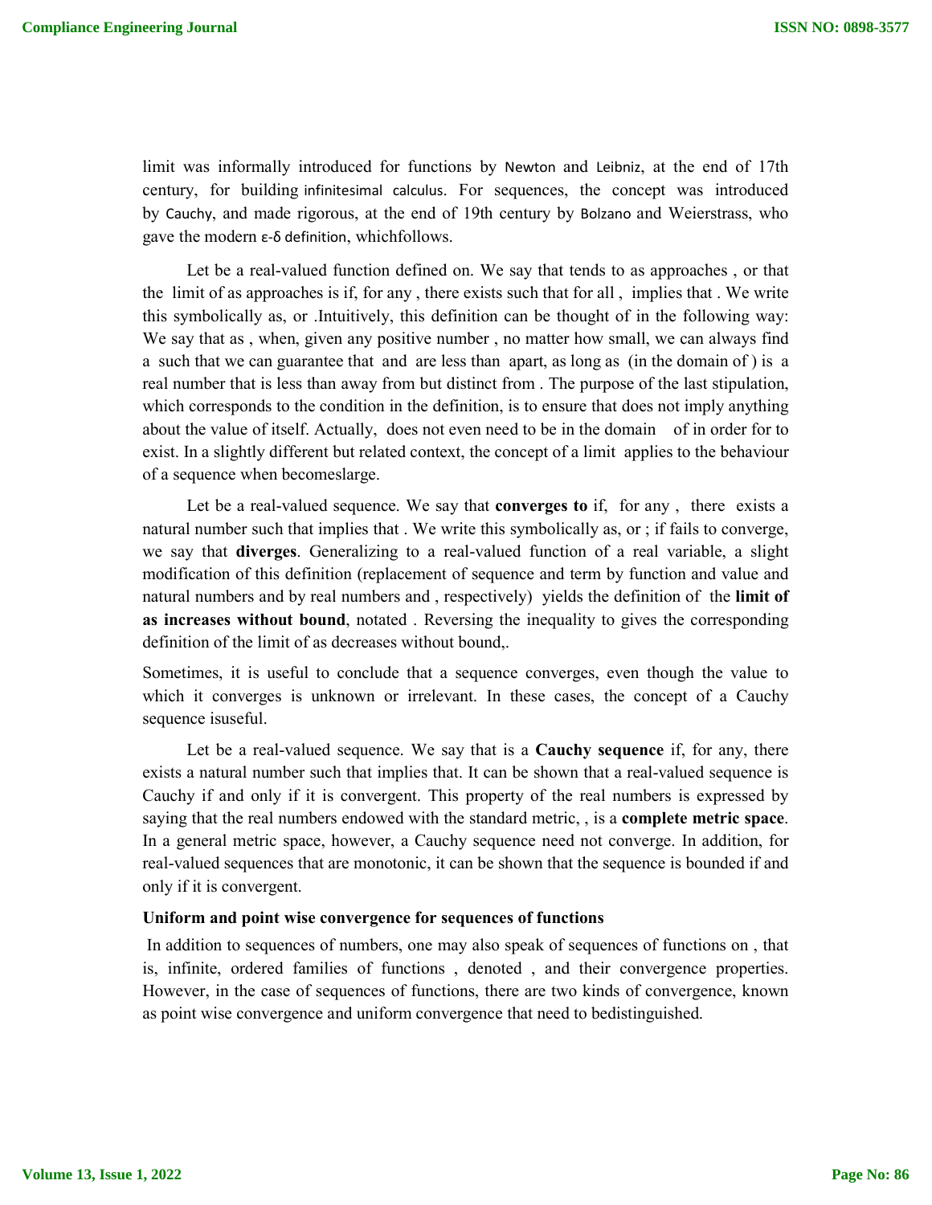limit was informally introduced for functions by Newton and Leibniz, at the end of 17th century, for building infinitesimal calculus. For sequences, the concept was introduced by Cauchy, and made rigorous, at the end of 19th century by Bolzano and Weierstrass, who gave the modern ε-δ definition, whichfollows.

Let be a real-valued function defined on. We say that tends to as approaches , or that the limit of as approaches is if, for any , there exists such that for all , implies that . We write this symbolically as, or .Intuitively, this definition can be thought of in the following way: We say that as , when, given any positive number , no matter how small, we can always find a such that we can guarantee that and are less than apart, as long as (in the domain of ) is a real number that is less than away from but distinct from . The purpose of the last stipulation, which corresponds to the condition in the definition, is to ensure that does not imply anything about the value of itself. Actually, does not even need to be in the domain of in order for to exist. In a slightly different but related context, the concept of a limit applies to the behaviour of a sequence when becomeslarge.

Let be a real-valued sequence. We say that **converges to** if, for any , there exists a natural number such that implies that . We write this symbolically as, or ; if fails to converge, we say that **diverges**. Generalizing to a real-valued function of a real variable, a slight modification of this definition (replacement of sequence and term by function and value and natural numbers and by real numbers and , respectively) yields the definition of the **limit of as increases without bound**, notated . Reversing the inequality to gives the corresponding definition of the limit of as decreases without bound,.

Sometimes, it is useful to conclude that a sequence converges, even though the value to which it converges is unknown or irrelevant. In these cases, the concept of a Cauchy sequence isuseful.

Let be a real-valued sequence. We say that is a **Cauchy sequence** if, for any, there exists a natural number such that implies that. It can be shown that a real-valued sequence is Cauchy if and only if it is convergent. This property of the real numbers is expressed by saying that the real numbers endowed with the standard metric, , is a **complete metric space**. In a general metric space, however, a Cauchy sequence need not converge. In addition, for real-valued sequences that are monotonic, it can be shown that the sequence is bounded if and only if it is convergent.

### Uniform and point wise convergence for sequences of functions

In addition to sequences of numbers, one may also speak of sequences of functions on , that is, infinite, ordered families of functions , denoted , and their convergence properties. However, in the case of sequences of functions, there are two kinds of convergence, known as point wise convergence and uniform convergence that need to bedistinguished.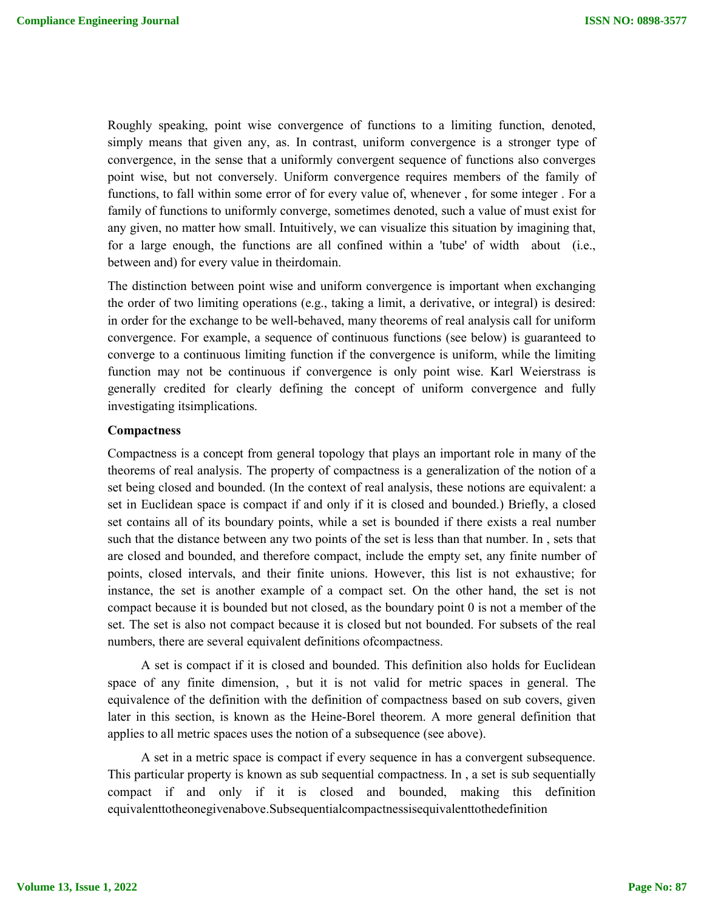Roughly speaking, point wise convergence of functions to a limiting function, denoted, simply means that given any, as. In contrast, uniform convergence is a stronger type of convergence, in the sense that a uniformly convergent sequence of functions also converges point wise, but not conversely. Uniform convergence requires members of the family of functions, to fall within some error of for every value of, whenever , for some integer . For a family of functions to uniformly converge, sometimes denoted, such a value of must exist for any given, no matter how small. Intuitively, we can visualize this situation by imagining that, for a large enough, the functions are all confined within a 'tube' of width about (i.e., between and) for every value in theirdomain.

The distinction between point wise and uniform convergence is important when exchanging the order of two limiting operations (e.g., taking a limit, a derivative, or integral) is desired: in order for the exchange to be well-behaved, many theorems of real analysis call for uniform convergence. For example, a sequence of continuous functions (see below) is guaranteed to converge to a continuous limiting function if the convergence is uniform, while the limiting function may not be continuous if convergence is only point wise. Karl Weierstrass is generally credited for clearly defining the concept of uniform convergence and fully investigating itsimplications.

**Compactness**

Compactness is a concept from general topology that plays an important role in many of the theorems of real analysis. The property of compactness is a generalization of the notion of a set being closed and bounded. (In the context of real analysis, these notions are equivalent: a set in Euclidean space is compact if and only if it is closed and bounded.) Briefly, a closed set contains all of its boundary points, while a set is bounded if there exists a real number such that the distance between any two points of the set is less than that number. In , sets that are closed and bounded, and therefore compact, include the empty set, any finite number of points, closed intervals, and their finite unions. However, this list is not exhaustive; for instance, the set is another example of a compact set. On the other hand, the set is not compact because it is bounded but not closed, as the boundary point 0 is not a member of the set. The set is also not compact because it is closed but not bounded. For subsets of the real numbers, there are several equivalent definitions ofcompactness.

A set is compact if it is closed and bounded. This definition also holds for Euclidean space of any finite dimension, , but it is not valid for metric spaces in general. The equivalence of the definition with the definition of compactness based on sub covers, given later in this section, is known as the Heine-Borel theorem. A more general definition that applies to all metric spaces uses the notion of a subsequence (see above).

A set in a metric space is compact if every sequence in has a convergent subsequence. This particular property is known as sub sequential compactness. In , a set is sub sequentially compact if and only if it is closed and bounded, making this definition equivalenttotheonegivenabove.Subsequentialcompactnessisequivalenttothedefinition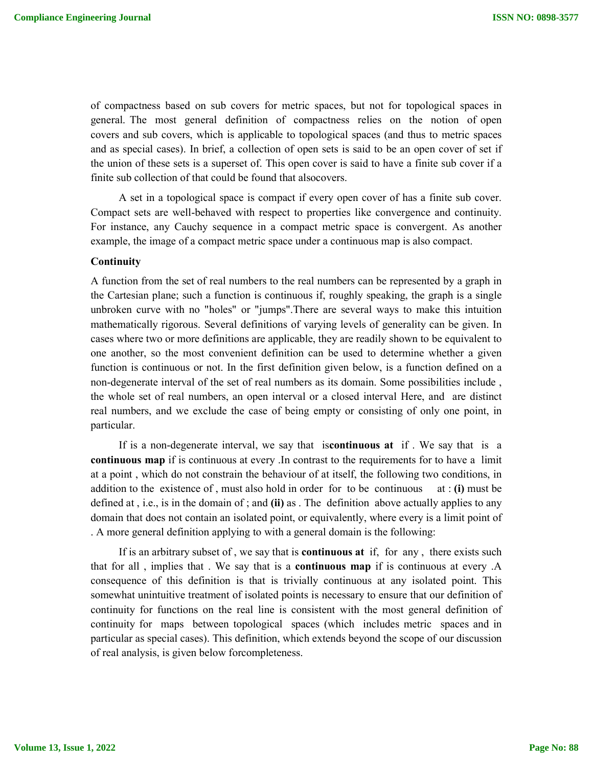of compactness based on sub covers for metric spaces, but not for topological spaces in general. The most general definition of compactness relies on the notion of open covers and sub covers, which is applicable to topological spaces (and thus to metric spaces and as special cases). In brief, a collection of open sets is said to be an open cover of set if the union of these sets is a superset of. This open cover is said to have a finite sub cover if a finite sub collection of that could be found that alsocovers.

A set in a topological space is compact if every open cover of has a finite sub cover. Compact sets are well-behaved with respect to properties like convergence and continuity. For instance, any Cauchy sequence in a compact metric space is convergent. As another example, the image of a compact metric space under a continuous map is also compact.

**Continuity**

A function from the set of real numbers to the real numbers can be represented by a graph in the Cartesian plane; such a function is continuous if, roughly speaking, the graph is a single unbroken curve with no "holes" or "jumps".There are several ways to make this intuition mathematically rigorous. Several definitions of varying levels of generality can be given. In cases where two or more definitions are applicable, they are readily shown to be equivalent to one another, so the most convenient definition can be used to determine whether a given function is continuous or not. In the first definition given below, is a function defined on a non-degenerate interval of the set of real numbers as its domain. Some possibilities include , the whole set of real numbers, an open interval or a closed interval Here, and are distinct real numbers, and we exclude the case of being empty or consisting of only one point, in particular.

If is a non-degenerate interval, we say that is**continuous at** if . We say that is a **continuous map** if is continuous at every .In contrast to the requirements for to have a limit at a point , which do not constrain the behaviour of at itself, the following two conditions, in addition to the existence of , must also hold in order for to be continuous at : **(i)** must be defined at , i.e., is in the domain of ; and **(ii)** as . The definition above actually applies to any domain that does not contain an isolated point, or equivalently, where every is a limit point of . A more general definition applying to with a general domain is the following:

If is an arbitrary subset of , we say that is **continuous at** if, for any , there exists such that for all , implies that . We say that is a **continuous map** if is continuous at every .A consequence of this definition is that is trivially continuous at any isolated point. This somewhat unintuitive treatment of isolated points is necessary to ensure that our definition of continuity for functions on the real line is consistent with the most general definition of continuity for maps between topological spaces (which includes metric spaces and in particular as special cases). This definition, which extends beyond the scope of our discussion of real analysis, is given below forcompleteness.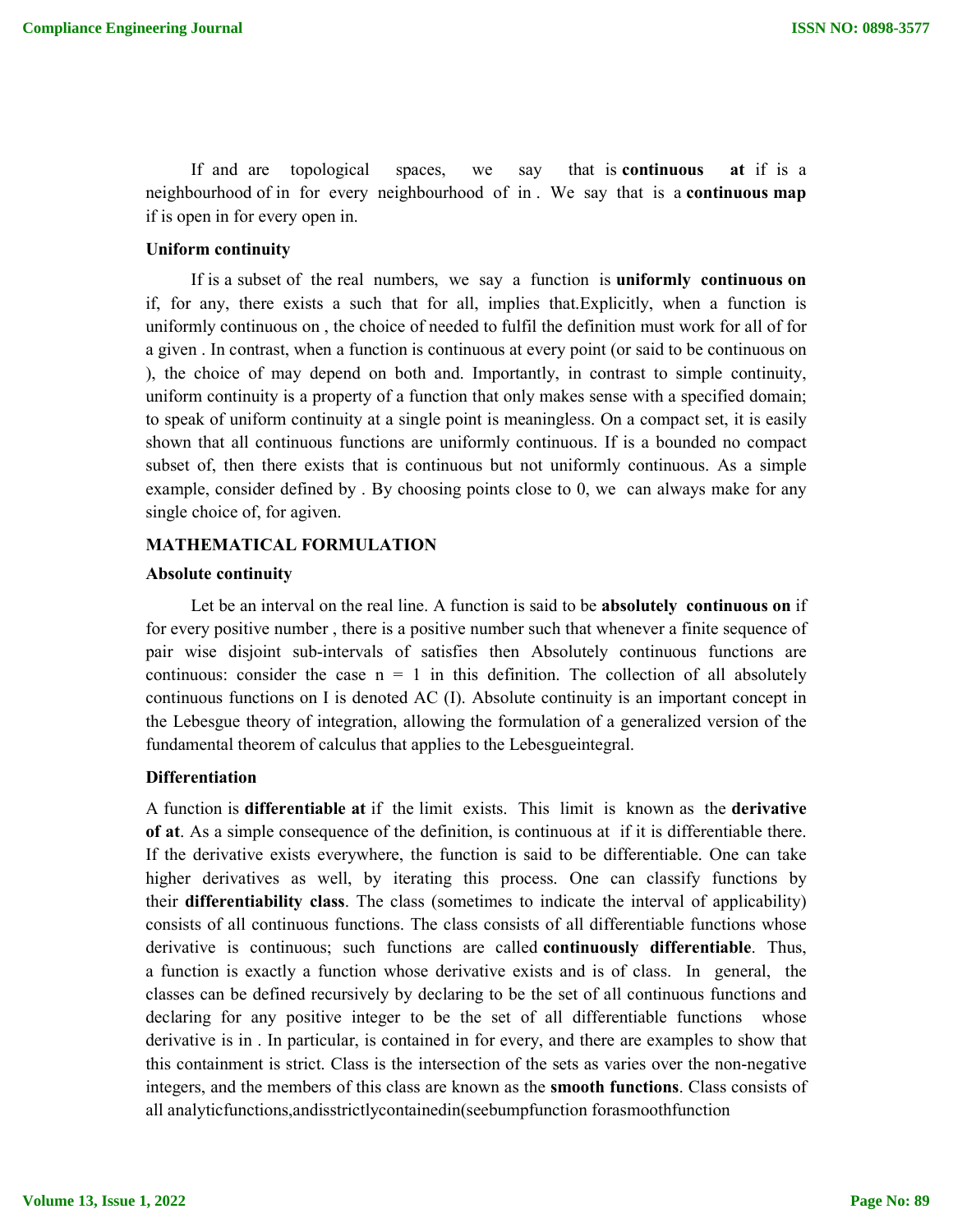If and are topological spaces, we say that is **continuous at** if is a neighbourhood of in for every neighbourhood of in . We say that is a **continuous map** if is open in for every open in.

### Uniform continuity

If is a subset of the real numbers, we say a function is **uniformly continuous on** if, for any, there exists a such that for all, implies that.Explicitly, when a function is uniformly continuous on , the choice of needed to fulfil the definition must work for all of for a given . In contrast, when a function is continuous at every point (or said to be continuous on ), the choice of may depend on both and. Importantly, in contrast to simple continuity, uniform continuity is a property of a function that only makes sense with a specified domain; to speak of uniform continuity at a single point is meaningless. On a compact set, it is easily shown that all continuous functions are uniformly continuous. If is a bounded no compact subset of, then there exists that is continuous but not uniformly continuous. As a simple example, consider defined by . By choosing points close to 0, we can always make for any single choice of, for agiven.

## MATHEMATICAL FORMULATION

### Absolute continuity

Let be an interval on the real line. A function is said to be **absolutely continuous on** if for every positive number , there is a positive number such that whenever a finite sequence of pair wise disjoint sub-intervals of satisfies then Absolutely continuous functions are continuous: consider the case n = 1 in this definition. The collection of all absolutely continuous functions on I is denoted AC (I). Absolute continuity is an important concept in the Lebesgue theory of integration, allowing the formulation of a generalized version of the fundamental theorem of calculus that applies to the Lebesgueintegral.

### Differentiation

A function is **differentiable at** if the limit exists. This limit is known as the **derivative of at**. As a simple consequence of the definition, is continuous at if it is differentiable there. If the derivative exists everywhere, the function is said to be differentiable. One can take higher derivatives as well, by iterating this process. One can classify functions by their **differentiability class**. The class (sometimes to indicate the interval of applicability) consists of all continuous functions. The class consists of all differentiable functions whose derivative is continuous; such functions are called **continuously differentiable**. Thus, a function is exactly a function whose derivative exists and is of class. In general, the classes can be defined recursively by declaring to be the set of all continuous functions and declaring for any positive integer to be the set of all differentiable functions whose derivative is in . In particular, is contained in for every, and there are examples to show that this containment is strict. Class is the intersection of the sets as varies over the non-negative integers, and the members of this class are known as the **smooth functions**. Class consists of all analyticfunctions,andisstrictlycontainedin(seebumpfunction forasmoothfunction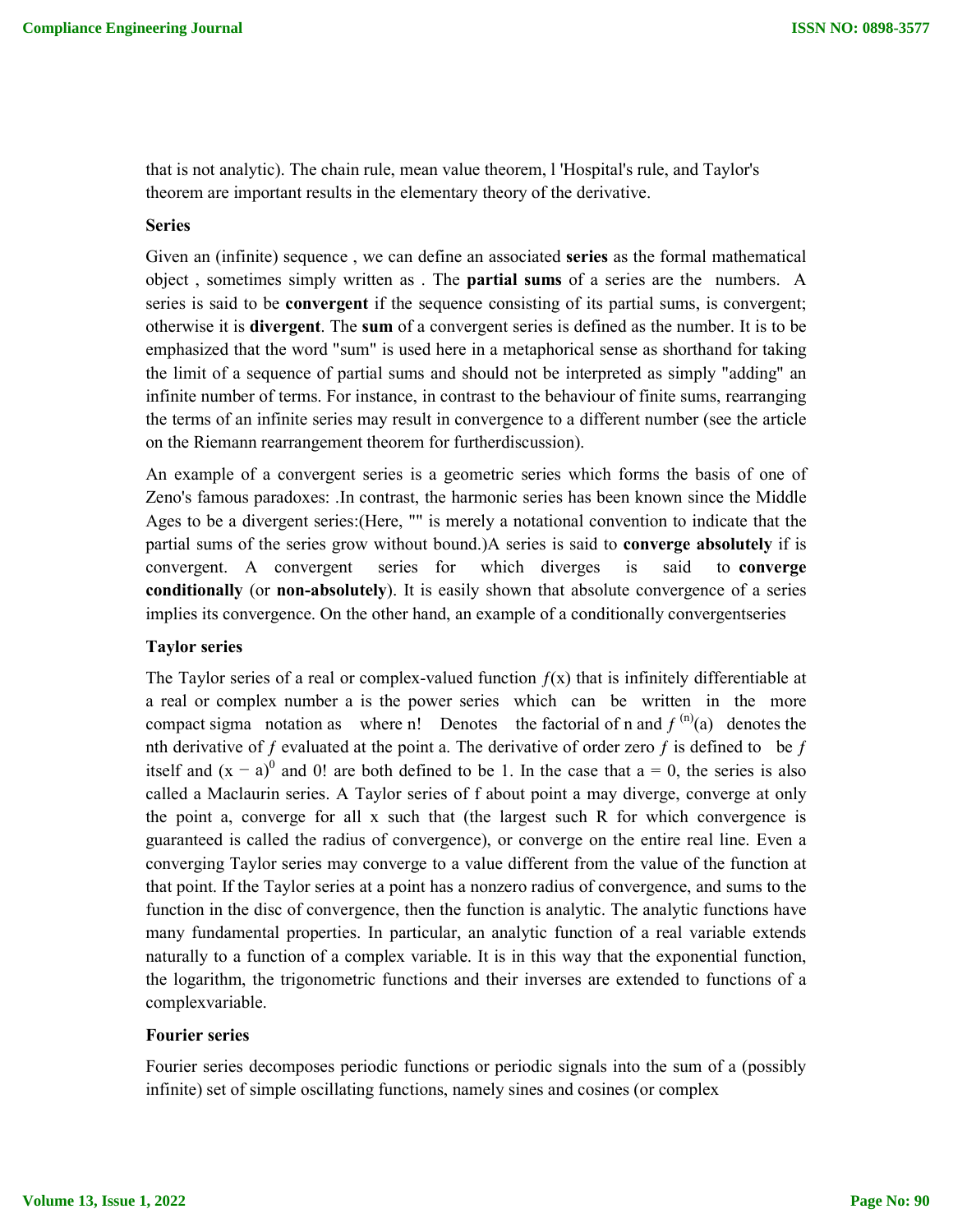that is not analytic). The chain rule, mean value theorem, l 'Hospital's rule, and Taylor's theorem are important results in the elementary theory of the derivative.

**Series**

Given an (infinite) sequence , we can define an associated **series** as the formal mathematical object , sometimes simply written as . The **partial sums** of a series are the numbers. A series is said to be **convergent** if the sequence consisting of its partial sums, is convergent; otherwise it is **divergent**. The **sum** of a convergent series is defined as the number. It is to be emphasized that the word "sum" is used here in a metaphorical sense as shorthand for taking the limit of a sequence of partial sums and should not be interpreted as simply "adding" an infinite number of terms. For instance, in contrast to the behaviour of finite sums, rearranging the terms of an infinite series may result in convergence to a different number (see the article on the Riemann rearrangement theorem for furtherdiscussion).

An example of a convergent series is a geometric series which forms the basis of one of Zeno's famous paradoxes: .In contrast, the harmonic series has been known since the Middle Ages to be a divergent series:(Here, "" is merely a notational convention to indicate that the partial sums of the series grow without bound.)A series is said to **converge absolutely** if is convergent. A convergent series for which diverges is said to **converge conditionally** (or **non-absolutely**). It is easily shown that absolute convergence of a series implies its convergence. On the other hand, an example of a conditionally convergentseries

**Taylor series**

The Taylor series of a real or complex-valued function $f(x)$ that is infinitely differentiable at a real or complex number a is the power series which can be written in the more compact sigma notation as where n! Denotes the factorial of n and $f^{(n)}(a)$ denotes the nth derivative of $f$ evaluated at the point a. The derivative of order zero $f$ is defined to be $f$ itself and $(x - a)^0$ and 0! are both defined to be 1. In the case that a = 0, the series is also called a Maclaurin series. A Taylor series of f about point a may diverge, converge at only the point a, converge for all x such that (the largest such R for which convergence is guaranteed is called the radius of convergence), or converge on the entire real line. Even a converging Taylor series may converge to a value different from the value of the function at that point. If the Taylor series at a point has a nonzero radius of convergence, and sums to the function in the disc of convergence, then the function is analytic. The analytic functions have many fundamental properties. In particular, an analytic function of a real variable extends naturally to a function of a complex variable. It is in this way that the exponential function, the logarithm, the trigonometric functions and their inverses are extended to functions of a complexvariable.

**Fourier series**

Fourier series decomposes periodic functions or periodic signals into the sum of a (possibly infinite) set of simple oscillating functions, namely sines and cosines (or complex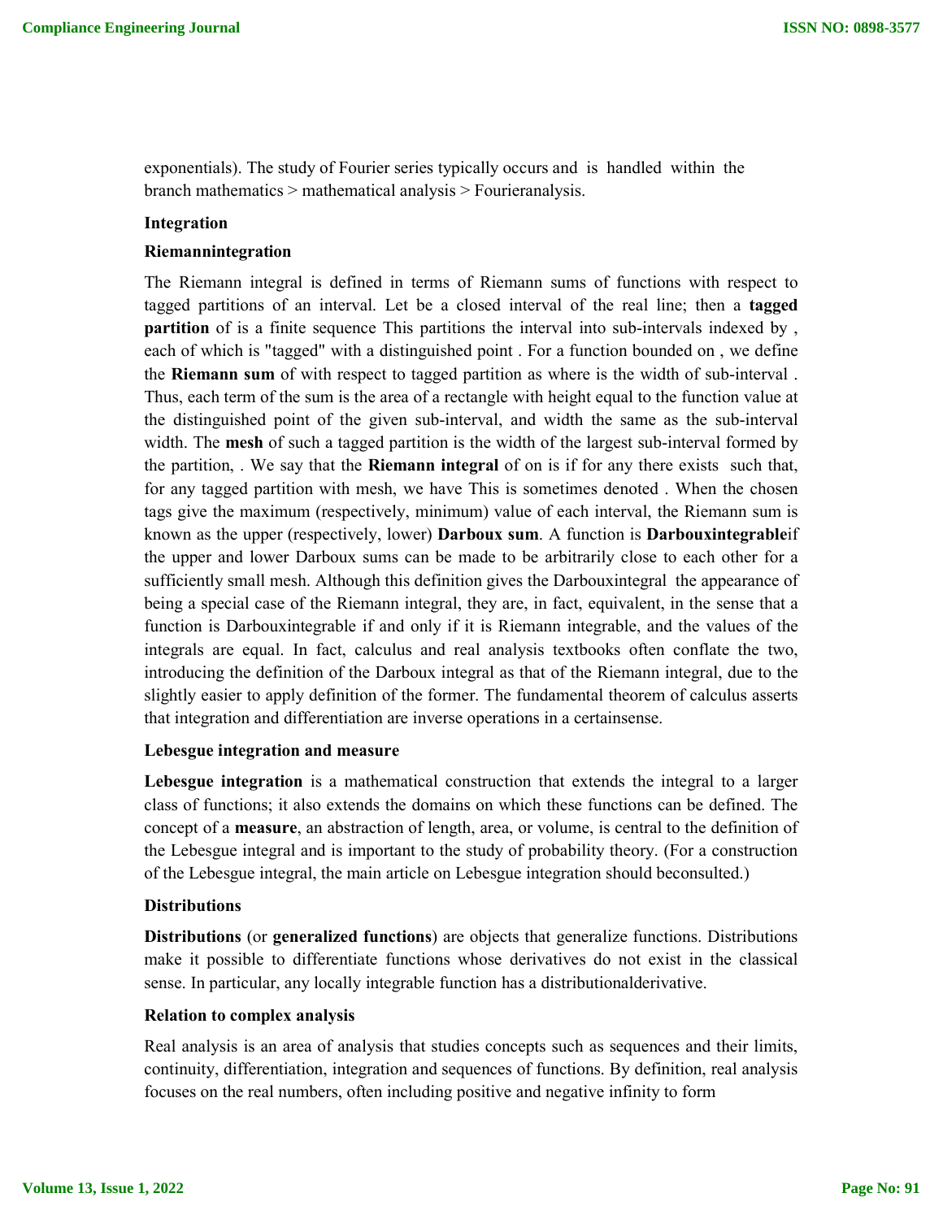exponentials). The study of Fourier series typically occurs and is handled within the branch mathematics > mathematical analysis > Fourieranalysis.

### Integration

### Riemannintegration

The Riemann integral is defined in terms of Riemann sums of functions with respect to tagged partitions of an interval. Let be a closed interval of the real line; then a **tagged partition** of is a finite sequence This partitions the interval into sub-intervals indexed by , each of which is "tagged" with a distinguished point . For a function bounded on , we define the **Riemann sum** of with respect to tagged partition as where is the width of sub-interval . Thus, each term of the sum is the area of a rectangle with height equal to the function value at the distinguished point of the given sub-interval, and width the same as the sub-interval width. The **mesh** of such a tagged partition is the width of the largest sub-interval formed by the partition, . We say that the **Riemann integral** of on is if for any there exists such that, for any tagged partition with mesh, we have This is sometimes denoted . When the chosen tags give the maximum (respectively, minimum) value of each interval, the Riemann sum is known as the upper (respectively, lower) **Darboux sum**. A function is **Darbouxintegrable**if the upper and lower Darboux sums can be made to be arbitrarily close to each other for a sufficiently small mesh. Although this definition gives the Darbouxintegral the appearance of being a special case of the Riemann integral, they are, in fact, equivalent, in the sense that a function is Darbouxintegrable if and only if it is Riemann integrable, and the values of the integrals are equal. In fact, calculus and real analysis textbooks often conflate the two, introducing the definition of the Darboux integral as that of the Riemann integral, due to the slightly easier to apply definition of the former. The fundamental theorem of calculus asserts that integration and differentiation are inverse operations in a certainsense.

### Lebesgue integration and measure

**Lebesgue integration** is a mathematical construction that extends the integral to a larger class of functions; it also extends the domains on which these functions can be defined. The concept of a **measure**, an abstraction of length, area, or volume, is central to the definition of the Lebesgue integral and is important to the study of probability theory. (For a construction of the Lebesgue integral, the main article on Lebesgue integration should beconsulted.)

### Distributions

**Distributions** (or **generalized functions**) are objects that generalize functions. Distributions make it possible to differentiate functions whose derivatives do not exist in the classical sense. In particular, any locally integrable function has a distributionalderivative.

### Relation to complex analysis

Real analysis is an area of analysis that studies concepts such as sequences and their limits, continuity, differentiation, integration and sequences of functions. By definition, real analysis focuses on the real numbers, often including positive and negative infinity to form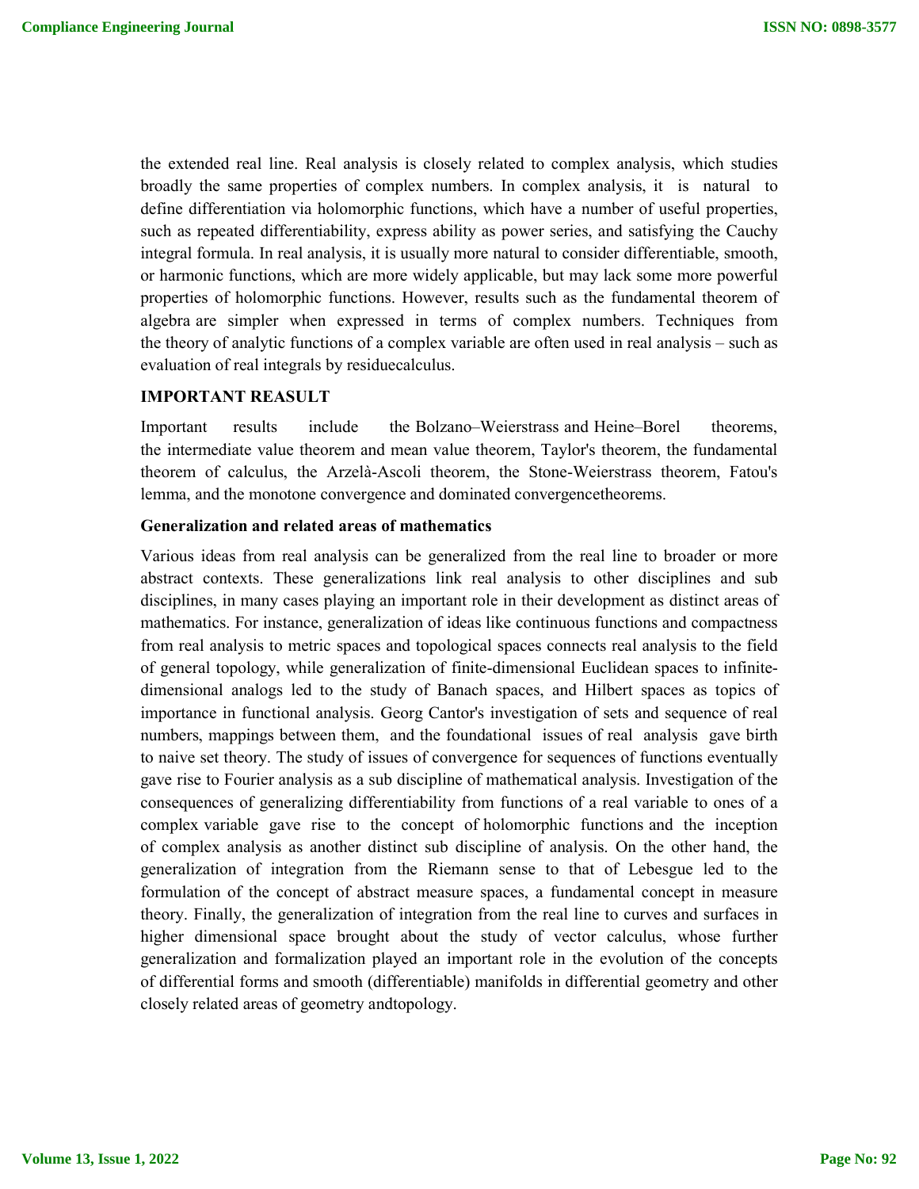the extended real line. Real analysis is closely related to complex analysis, which studies broadly the same properties of complex numbers. In complex analysis, it is natural to define differentiation via holomorphic functions, which have a number of useful properties, such as repeated differentiability, express ability as power series, and satisfying the Cauchy integral formula. In real analysis, it is usually more natural to consider differentiable, smooth, or harmonic functions, which are more widely applicable, but may lack some more powerful properties of holomorphic functions. However, results such as the fundamental theorem of algebra are simpler when expressed in terms of complex numbers. Techniques from the theory of analytic functions of a complex variable are often used in real analysis – such as evaluation of real integrals by residuecalculus.

**IMPORTANT REASULT**

Important results include the Bolzano–Weierstrass and Heine–Borel theorems, the intermediate value theorem and mean value theorem, Taylor's theorem, the fundamental theorem of calculus, the Arzelà-Ascoli theorem, the Stone-Weierstrass theorem, Fatou's lemma, and the monotone convergence and dominated convergencetheorems.

**Generalization and related areas of mathematics**

Various ideas from real analysis can be generalized from the real line to broader or more abstract contexts. These generalizations link real analysis to other disciplines and sub disciplines, in many cases playing an important role in their development as distinct areas of mathematics. For instance, generalization of ideas like continuous functions and compactness from real analysis to metric spaces and topological spaces connects real analysis to the field of general topology, while generalization of finite-dimensional Euclidean spaces to infinite-dimensional analogs led to the study of Banach spaces, and Hilbert spaces as topics of importance in functional analysis. Georg Cantor's investigation of sets and sequence of real numbers, mappings between them, and the foundational issues of real analysis gave birth to naive set theory. The study of issues of convergence for sequences of functions eventually gave rise to Fourier analysis as a sub discipline of mathematical analysis. Investigation of the consequences of generalizing differentiability from functions of a real variable to ones of a complex variable gave rise to the concept of holomorphic functions and the inception of complex analysis as another distinct sub discipline of analysis. On the other hand, the generalization of integration from the Riemann sense to that of Lebesgue led to the formulation of the concept of abstract measure spaces, a fundamental concept in measure theory. Finally, the generalization of integration from the real line to curves and surfaces in higher dimensional space brought about the study of vector calculus, whose further generalization and formalization played an important role in the evolution of the concepts of differential forms and smooth (differentiable) manifolds in differential geometry and other closely related areas of geometry andtopology.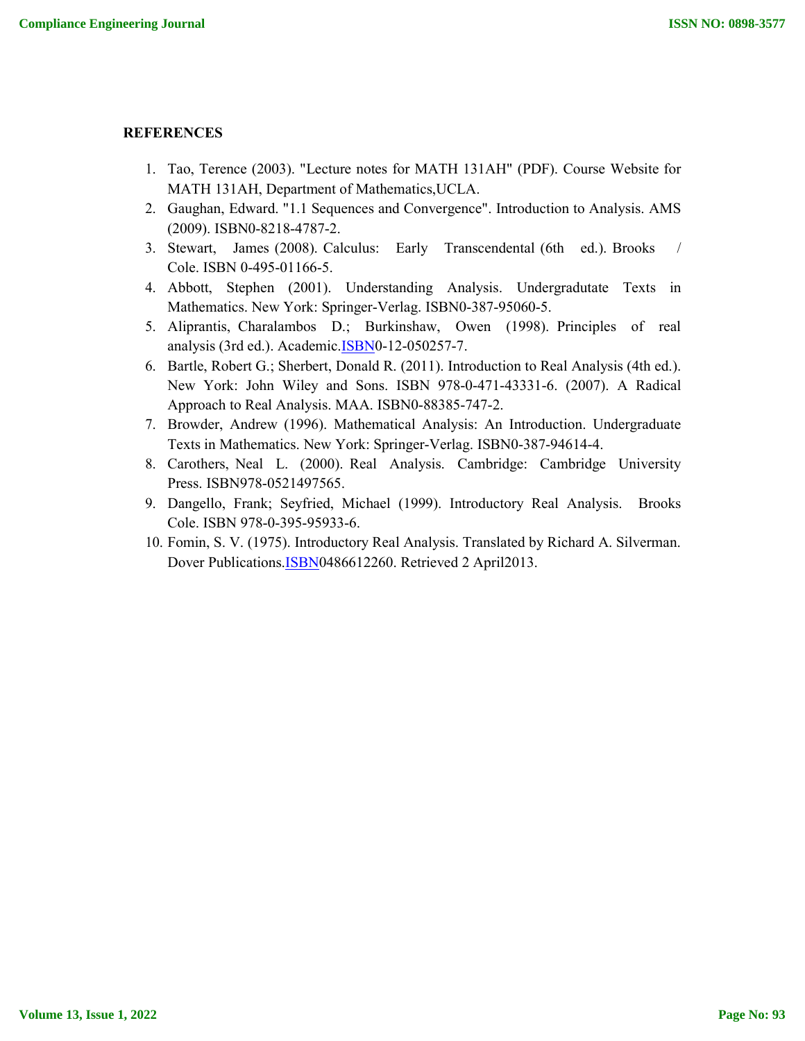## REFERENCES

1. Tao, Terence (2003). "Lecture notes for MATH 131AH" (PDF). Course Website for MATH 131AH, Department of Mathematics,UCLA.
2. Gaughan, Edward. "1.1 Sequences and Convergence". Introduction to Analysis. AMS (2009). ISBN0-8218-4787-2.
3. Stewart, James (2008). Calculus: Early Transcendental (6th ed.). Brooks / Cole. ISBN 0-495-01166-5.
4. Abbott, Stephen (2001). Understanding Analysis. Undergradutate Texts in Mathematics. New York: Springer-Verlag. ISBN0-387-95060-5.
5. Aliprantis, Charalambos D.; Burkinshaw, Owen (1998). Principles of real analysis (3rd ed.). Academic.ISBN0-12-050257-7.
6. Bartle, Robert G.; Sherbert, Donald R. (2011). Introduction to Real Analysis (4th ed.). New York: John Wiley and Sons. ISBN 978-0-471-43331-6. (2007). A Radical Approach to Real Analysis. MAA. ISBN0-88385-747-2.
7. Browder, Andrew (1996). Mathematical Analysis: An Introduction. Undergraduate Texts in Mathematics. New York: Springer-Verlag. ISBN0-387-94614-4.
8. Carothers, Neal L. (2000). Real Analysis. Cambridge: Cambridge University Press. ISBN978-0521497565.
9. Dangello, Frank; Seyfried, Michael (1999). Introductory Real Analysis. Brooks Cole. ISBN 978-0-395-95933-6.
10. Fomin, S. V. (1975). Introductory Real Analysis. Translated by Richard A. Silverman. Dover Publications.ISBN0486612260. Retrieved 2 April2013.